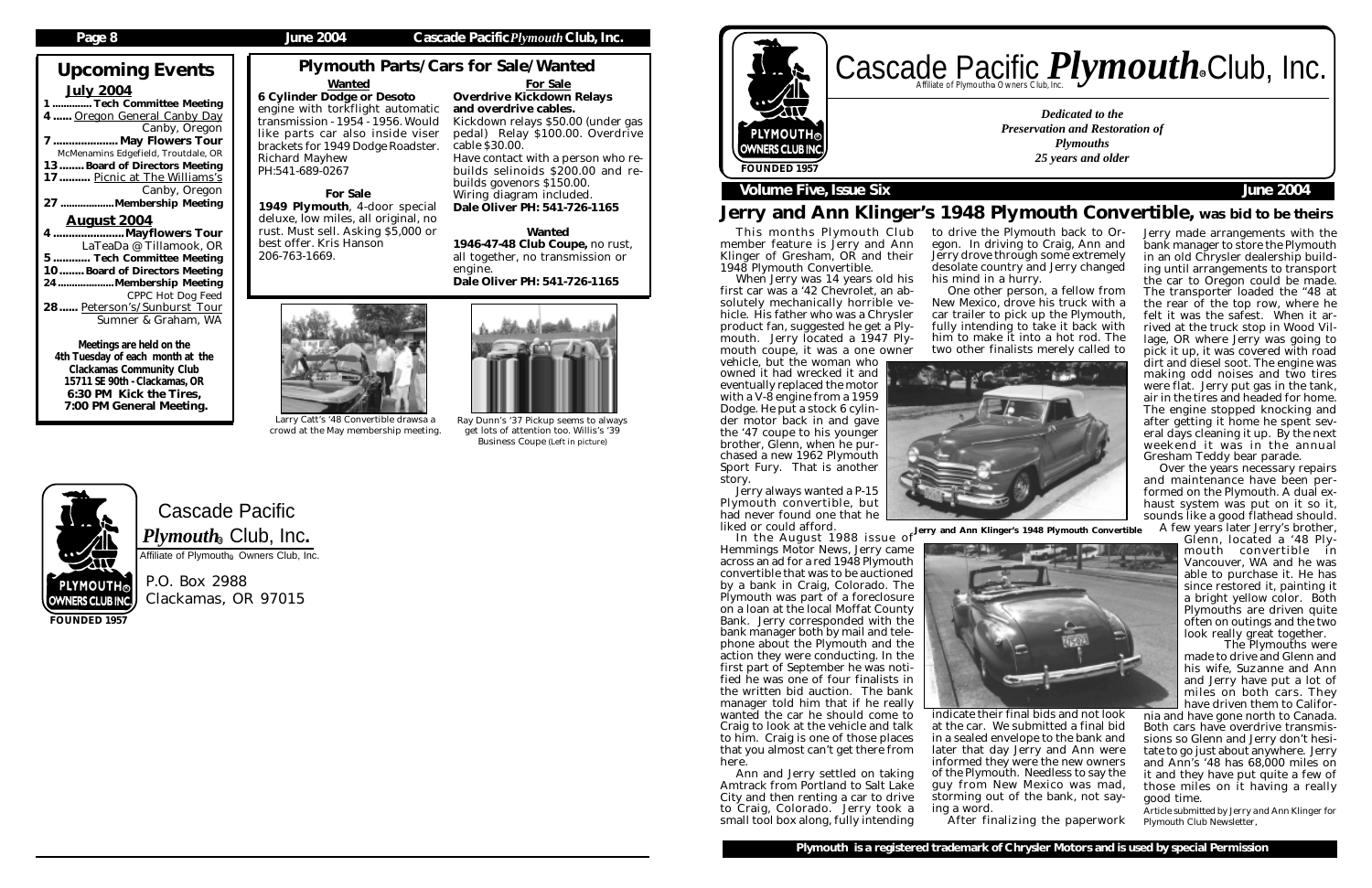## Upcoming Events

**July 2004**

- 1 ............. **Tech Committee Meeting**
- 4 ...... Oregon General Canby Day — Canby, Oregon
- 7 .................... **May Flowers Tour** — McMenamins Edgefield, Troutdale, OR
- 13 ........ **Board of Directors Meeting**
- 17 .......... Picnic at The Williams's — Canby, Oregon
- 27 .................. **Membership Meeting**

**August 2004**

- 4 ...................... **Mayflowers Tour** — LaTeaDa @ Tillamook, OR
- 5 ............ **Tech Committee Meeting**
- 10 ........ **Board of Directors Meeting**
- 24 ................... **Membership Meeting** — CPPC Hot Dog Feed
- 28 ...... Peterson's/Sunburst Tour — Sumner & Graham, WA

**Meetings are held on the 4th Tuesday of each month at the Clackamas Community Club 15711 SE 90th - Clackamas, OR 6:30 PM Kick the Tires, 7:00 PM General Meeting.**

## Plymouth Parts/Cars for Sale/Wanted

**Wanted**

**6 Cylinder Dodge or Desoto** engine with torkflight automatic transmission - 1954 - 1956. Would like parts car also inside viser brackets for 1949 Dodge Roadster. Richard Mayhew PH:541-689-0267

**For Sale**

**1949 Plymouth**, 4-door special deluxe, low miles, all original, no rust. Must sell. Asking $5,000 or best offer. Kris Hanson 206-763-1669.

**For Sale**

**Overdrive Kickdown Relays and overdrive cables.**

Kickdown relays $50.00 (under gas pedal) Relay $100.00. Overdrive cable $30.00.

Have contact with a person who rebuilds selinoids $200.00 and rebuilds govenors $150.00.

Wiring diagram included.

**Dale Oliver PH: 541-726-1165**

**Wanted**

**1946-47-48 Club Coupe,** no rust, all together, no transmission or engine.

**Dale Oliver PH: 541-726-1165**

Larry Catt's '48 Convertible drawsa a crowd at the May membership meeting.

Ray Dunn's '37 Pickup seems to always get lots of attention too. Willis's '39 Business Coupe (Left in picture)

Cascade Pacific *Plymouth*® Club, Inc.

Affiliate of Plymouth® Owners Club, Inc.

P.O. Box 2988
Clackamas, OR 97015

FOUNDED 1957

# Cascade Pacific *Plymouth*® Club, Inc.

Affiliate of Plymouth® Owners Club, Inc.

FOUNDED 1957

*Dedicated to the Preservation and Restoration of Plymouths 25 years and older*

**Volume Five, Issue Six** — **June 2004**

## Jerry and Ann Klinger's 1948 Plymouth Convertible, was bid to be theirs

This months Plymouth Club member feature is Jerry and Ann Klinger of Gresham, OR and their 1948 Plymouth Convertible.

When Jerry was 14 years old his first car was a '42 Chevrolet, an absolutely mechanically horrible vehicle. His father who was a Chrysler product fan, suggested he get a Plymouth. Jerry located a 1947 Plymouth coupe, it was a one owner vehicle, but the woman who owned it had wrecked it and eventually replaced the motor with a V-8 engine from a 1959 Dodge. He put a stock 6 cylinder motor back in and gave the '47 coupe to his younger brother, Glenn, when he purchased a new 1962 Plymouth Sport Fury. That is another story.

Jerry always wanted a P-15 Plymouth convertible, but had never found one that he liked or could afford.

In the August 1988 issue of Hemmings Motor News, Jerry came across an ad for a red 1948 Plymouth convertible that was to be auctioned by a bank in Craig, Colorado. The Plymouth was part of a foreclosure on a loan at the local Moffat County Bank. Jerry corresponded with the bank manager both by mail and telephone about the Plymouth and the action they were conducting. In the first part of September he was notified he was one of four finalists in the written bid auction. The bank manager told him that if he really wanted the car he should come to Craig to look at the vehicle and talk to him. Craig is one of those places that you almost can't get there from here.

Ann and Jerry settled on taking Amtrack from Portland to Salt Lake City and then renting a car to drive to Craig, Colorado. Jerry took a small tool box along, fully intending to drive the Plymouth back to Oregon. In driving to Craig, Ann and Jerry drove through some extremely desolate country and Jerry changed his mind in a hurry.

One other person, a fellow from New Mexico, drove his truck with a car trailer to pick up the Plymouth, fully intending to take it back with him to make it into a hot rod. The two other finalists merely called to indicate their final bids and not look at the car. We submitted a final bid in a sealed envelope to the bank and later that day Jerry and Ann were informed they were the new owners of the Plymouth. Needless to say the guy from New Mexico was mad, storming out of the bank, not saying a word.

After finalizing the paperwork Jerry made arrangements with the bank manager to store the Plymouth in an old Chrysler dealership building until arrangements to transport the car to Oregon could be made. The transporter loaded the "48 at the rear of the top row, where he felt it was the safest. When it arrived at the truck stop in Wood Village, OR where Jerry was going to pick it up, it was covered with road dirt and diesel soot. The engine was making odd noises and two tires were flat. Jerry put gas in the tank, air in the tires and headed for home. The engine stopped knocking and after getting it home he spent several days cleaning it up. By the next weekend it was in the annual Gresham Teddy bear parade.

Over the years necessary repairs and maintenance have been performed on the Plymouth. A dual exhaust system was put on it so it, sounds like a good flathead should.

A few years later Jerry's brother, Glenn, located a '48 Plymouth convertible in Vancouver, WA and he was able to purchase it. He has since restored it, painting it a bright yellow color. Both Plymouths are driven quite often on outings and the two look really great together.

The Plymouths were made to drive and Glenn and his wife, Suzanne and Ann and Jerry have put a lot of miles on both cars. They have driven them to California and have gone north to Canada. Both cars have overdrive transmissions so Glenn and Jerry don't hesitate to go just about anywhere. Jerry and Ann's '48 has 68,000 miles on it and they have put quite a few of those miles on it having a really good time.

*Article submitted by Jerry and Ann Klinger for Plymouth Club Newsletter,*

**Jerry and Ann Klinger's 1948 Plymouth Convertible**

**Plymouth is a registered trademark of Chrysler Motors and is used by special Permission**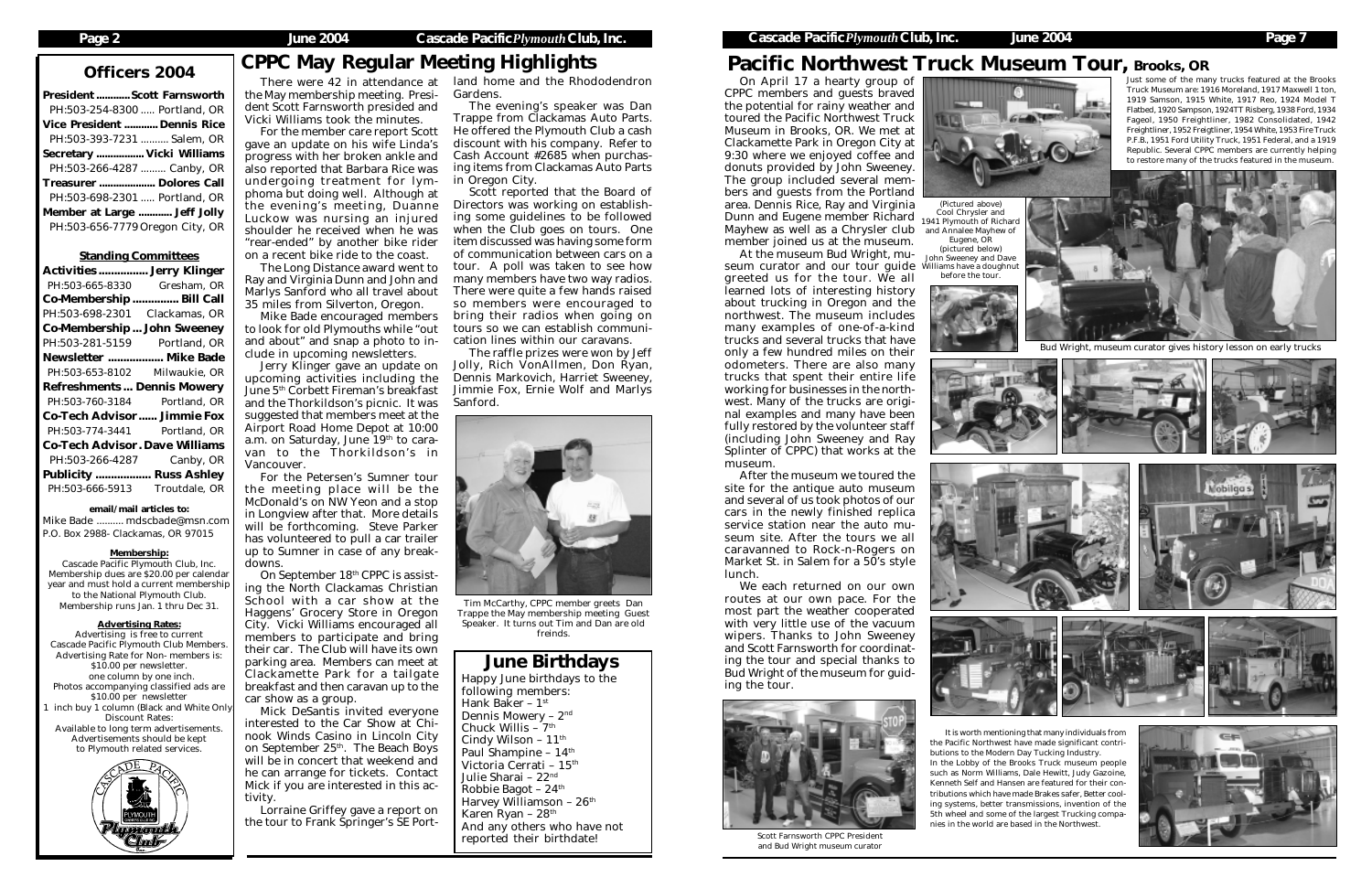## Officers 2004

**President ............ Scott Farnsworth**
PH:503-254-8300 ..... Portland, OR
**Vice President ............ Dennis Rice**
PH:503-393-7231 .......... Salem, OR
**Secretary ................ Vicki Williams**
PH:503-266-4287 ......... Canby, OR
**Treasurer .................... Dolores Call**
PH:503-698-2301 ..... Portland, OR
**Member at Large ............ Jeff Jolly**
PH:503-656-7779 Oregon City, OR

### Standing Committees

**Activities ................ Jerry Klinger**
PH:503-665-8330 Gresham, OR
**Co-Membership ............... Bill Call**
PH:503-698-2301 Clackamas, OR
**Co-Membership ... John Sweeney**
PH:503-281-5159 Portland, OR
**Newsletter .................. Mike Bade**
PH:503-653-8102 Milwaukie, OR
**Refreshments ... Dennis Mowery**
PH:503-760-3184 Portland, OR
**Co-Tech Advisor ...... Jimmie Fox**
PH:503-774-3441 Portland, OR
**Co-Tech Advisor . Dave Williams**
PH:503-266-4287 Canby, OR
**Publicity .................. Russ Ashley**
PH:503-666-5913 Troutdale, OR

**email/mail articles to:**
Mike Bade .......... mdscbade@msn.com
P.O. Box 2988- Clackamas, OR 97015

**Membership:**
Cascade Pacific Plymouth Club, Inc. Membership dues are $20.00 per calendar year and must hold a current membership to the National Plymouth Club. Membership runs Jan. 1 thru Dec 31.

**Advertising Rates:**
Advertising is free to current Cascade Pacific Plymouth Club Members. Advertising Rate for Non- members is: $10.00 per newsletter. one column by one inch. Photos accompanying classified ads are $10.00 per newsletter
1 inch buy 1 column (Black and White Only) Discount Rates:
Available to long term advertisements. Advertisements should be kept to Plymouth related services.

# CPPC May Regular Meeting Highlights

There were 42 in attendance at the May membership meeting. President Scott Farnsworth presided and Vicki Williams took the minutes.

For the member care report Scott gave an update on his wife Linda's progress with her broken ankle and also reported that Barbara Rice was undergoing treatment for lymphoma but doing well. Although at the evening's meeting, Duanne Luckow was nursing an injured shoulder he received when he was "rear-ended" by another bike rider on a recent bike ride to the coast.

The Long Distance award went to Ray and Virginia Dunn and John and Marlys Sanford who all travel about 35 miles from Silverton, Oregon.

Mike Bade encouraged members to look for old Plymouths while "out and about" and snap a photo to include in upcoming newsletters.

Jerry Klinger gave an update on upcoming activities including the June 5th Corbett Fireman's breakfast and the Thorkildson's picnic. It was suggested that members meet at the Airport Road Home Depot at 10:00 a.m. on Saturday, June 19th to caravan to the Thorkildson's in Vancouver.

For the Petersen's Sumner tour the meeting place will be the McDonald's on NW Yeon and a stop in Longview after that. More details will be forthcoming. Steve Parker has volunteered to pull a car trailer up to Sumner in case of any breakdowns.

On September 18th CPPC is assisting the North Clackamas Christian School with a car show at the Haggens' Grocery Store in Oregon City. Vicki Williams encouraged all members to participate and bring their car. The Club will have its own parking area. Members can meet at Clackamette Park for a tailgate breakfast and then caravan up to the car show as a group.

Mick DeSantis invited everyone interested to the Car Show at Chinook Winds Casino in Lincoln City on September 25th. The Beach Boys will be in concert that weekend and he can arrange for tickets. Contact Mick if you are interested in this activity.

Lorraine Griffey gave a report on the tour to Frank Springer's SE Portland home and the Rhododendron Gardens.

The evening's speaker was Dan Trappe from Clackamas Auto Parts. He offered the Plymouth Club a cash discount with his company. Refer to Cash Account #2685 when purchasing items from Clackamas Auto Parts in Oregon City.

Scott reported that the Board of Directors was working on establishing some guidelines to be followed when the Club goes on tours. One item discussed was having some form of communication between cars on a tour. A poll was taken to see how many members have two way radios. There were quite a few hands raised so members were encouraged to bring their radios when going on tours so we can establish communication lines within our caravans.

The raffle prizes were won by Jeff Jolly, Rich VonAllmen, Don Ryan, Dennis Markovich, Harriet Sweeney, Jimmie Fox, Ernie Wolf and Marlys Sanford.

Tim McCarthy, CPPC member greets Dan Trappe the May membership meeting Guest Speaker. It turns out Tim and Dan are old freinds.

## June Birthdays

Happy June birthdays to the following members:
- Hank Baker – 1st
- Dennis Mowery – 2nd
- Chuck Willis – 7th
- Cindy Wilson – 11th
- Paul Shampine – 14th
- Victoria Cerrati – 15th
- Julie Sharai – 22nd
- Robbie Bagot – 24th
- Harvey Williamson – 26th
- Karen Ryan – 28th

And any others who have not reported their birthdate!

# Pacific Northwest Truck Museum Tour, Brooks, OR

On April 17 a hearty group of CPPC members and guests braved the potential for rainy weather and toured the Pacific Northwest Truck Museum in Brooks, OR. We met at Clackamette Park in Oregon City at 9:30 where we enjoyed coffee and donuts provided by John Sweeney. The group included several members and guests from the Portland area. Dennis Rice, Ray and Virginia Dunn and Eugene member Richard Mayhew as well as a Chrysler club member joined us at the museum.

At the museum Bud Wright, museum curator and our tour guide greeted us for the tour. We all learned lots of interesting history about trucking in Oregon and the northwest. The museum includes many examples of one-of-a-kind trucks and several trucks that have only a few hundred miles on their odometers. There are also many trucks that spent their entire life working for businesses in the northwest. Many of the trucks are original examples and many have been fully restored by the volunteer staff (including John Sweeney and Ray Splinter of CPPC) that works at the museum.

After the museum we toured the site for the antique auto museum and several of us took photos of our cars in the newly finished replica service station near the auto museum site. After the tours we all caravanned to Rock-n-Rogers on Market St. in Salem for a 50's style lunch.

We each returned on our own routes at our own pace. For the most part the weather cooperated with very little use of the vacuum wipers. Thanks to John Sweeney and Scott Farnsworth for coordinating the tour and special thanks to Bud Wright of the museum for guiding the tour.

Just some of the many trucks featured at the Brooks Truck Museum are: 1916 Moreland, 1917 Maxwell 1 ton, 1919 Samson, 1915 White, 1917 Reo, 1924 Model T Flatbed, 1920 Sampson, 1924TT Risberg, 1938 Ford, 1934 Fageol, 1950 Freightliner, 1982 Consolidated, 1942 Freightliner, 1952 Freigtliner, 1954 White, 1953 Fire Truck P.F.B., 1951 Ford Utility Truck, 1951 Federal, and a 1919 Republic. Several CPPC members are currently helping to restore many of the trucks featured in the museum.

(Pictured above) Cool Chrysler and 1941 Plymouth of Richard and Annalee Mayhew of Eugene, OR (pictured below) John Sweeney and Dave Williams have a doughnut before the tour.

Bud Wright, museum curator gives history lesson on early trucks

Scott Farnsworth CPPC President and Bud Wright museum curator

It is worth mentioning that many individuals from the Pacific Northwest have made significant contributions to the Modern Day Tucking Industry.
In the Lobby of the Brooks Truck museum people such as Norm Williams, Dale Hewitt, Judy Gazoine, Kenneth Self and Hansen are featured for their contributions which have made Brakes safer, Better cooling systems, better transmissions, invention of the 5th wheel and some of the largest Trucking companies in the world are based in the Northwest.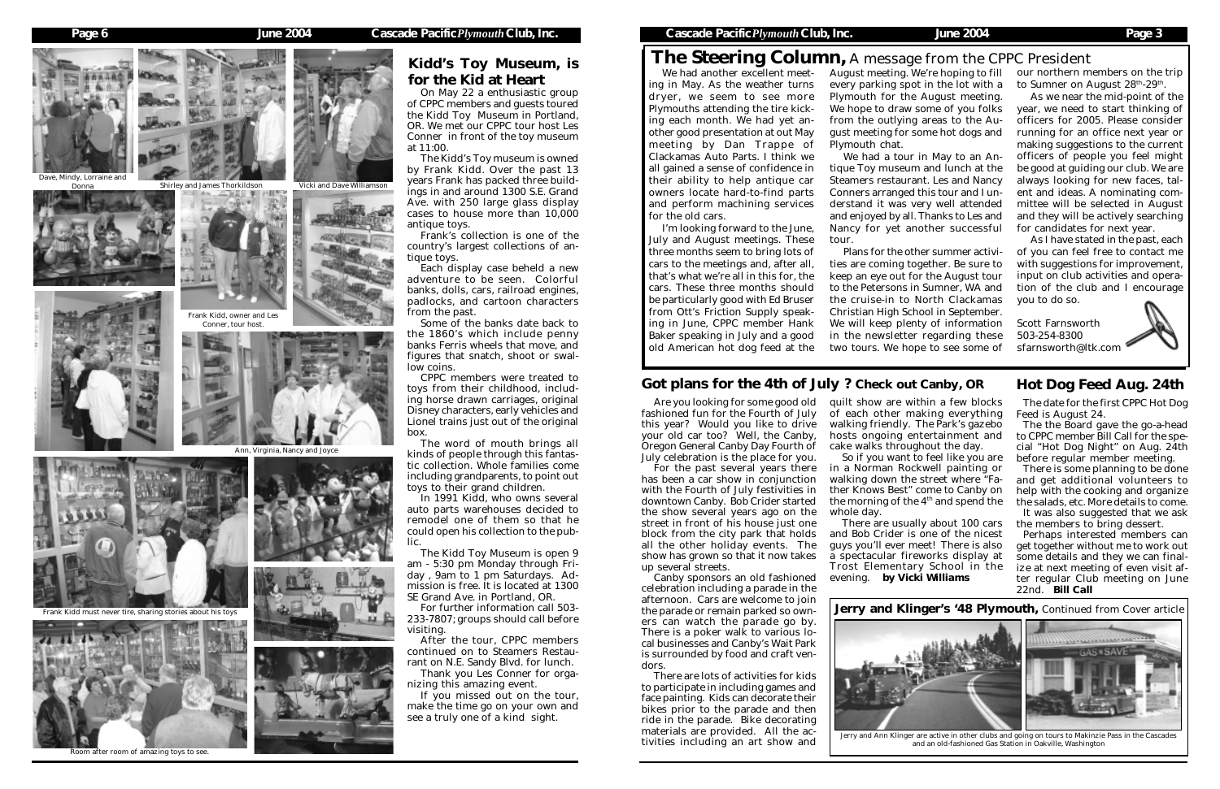## Kidd's Toy Museum, is for the Kid at Heart

On May 22 a enthusiastic group of CPPC members and guests toured the Kidd Toy Museum in Portland, OR. We met our CPPC tour host Les Conner in front of the toy museum at 11:00.

The Kidd's Toy museum is owned by Frank Kidd. Over the past 13 years Frank has packed three buildings in and around 1300 S.E. Grand Ave. with 250 large glass display cases to house more than 10,000 antique toys.

Frank's collection is one of the country's largest collections of antique toys.

Each display case beheld a new adventure to be seen. Colorful banks, dolls, cars, railroad engines, padlocks, and cartoon characters from the past.

Some of the banks date back to the 1860's which include penny banks Ferris wheels that move, and figures that snatch, shoot or swallow coins.

CPPC members were treated to toys from their childhood, including horse drawn carriages, original Disney characters, early vehicles and Lionel trains just out of the original box.

The word of mouth brings all kinds of people through this fantastic collection. Whole families come including grandparents, to point out toys to their grand children.

In 1991 Kidd, who owns several auto parts warehouses decided to remodel one of them so that he could open his collection to the public.

The Kidd Toy Museum is open 9 am - 5:30 pm Monday through Friday , 9am to 1 pm Saturdays. Admission is free. It is located at 1300 SE Grand Ave. in Portland, OR.

For further information call 503-233-7807; groups should call before visiting.

After the tour, CPPC members continued on to Steamers Restaurant on N.E. Sandy Blvd. for lunch.

Thank you Les Conner for organizing this amazing event.

If you missed out on the tour, make the time go on your own and see a truly one of a kind sight.

Dave, Mindy, Lorraine and Donna

Shirley and James Thorkildson

Vicki and Dave Williamson

Frank Kidd, owner and Les Conner, tour host.

Ann, Virginia, Nancy and Joyce

Frank Kidd must never tire, sharing stories about his toys

Room after room of amazing toys to see.

## The Steering Column, A message from the CPPC President

We had another excellent meeting in May. As the weather turns dryer, we seem to see more Plymouths attending the tire kicking each month. We had yet another good presentation at out May meeting by Dan Trappe of Clackamas Auto Parts. I think we all gained a sense of confidence in their ability to help antique car owners locate hard-to-find parts and perform machining services for the old cars.

I'm looking forward to the June, July and August meetings. These three months seem to bring lots of cars to the meetings and, after all, that's what we're all in this for, the cars. These three months should be particularly good with Ed Bruser from Ott's Friction Supply speaking in June, CPPC member Hank Baker speaking in July and a good old American hot dog feed at the August meeting. We're hoping to fill every parking spot in the lot with a Plymouth for the August meeting. We hope to draw some of you folks from the outlying areas to the August meeting for some hot dogs and Plymouth chat.

We had a tour in May to an Antique Toy museum and lunch at the Steamers restaurant. Les and Nancy Conners arranged this tour and I understand it was very well attended and enjoyed by all. Thanks to Les and Nancy for yet another successful tour.

Plans for the other summer activities are coming together. Be sure to keep an eye out for the August tour to the Petersons in Sumner, WA and the cruise-in to North Clackamas Christian High School in September. We will keep plenty of information in the newsletter regarding these two tours. We hope to see some of our northern members on the trip to Sumner on August 28th-29th.

As we near the mid-point of the year, we need to start thinking of officers for 2005. Please consider running for an office next year or making suggestions to the current officers of people you feel might be good at guiding our club. We are always looking for new faces, talent and ideas. A nominating committee will be selected in August and they will be actively searching for candidates for next year.

As I have stated in the past, each of you can feel free to contact me with suggestions for improvement, input on club activities and operation of the club and I encourage you to do so.

Scott Farnsworth
503-254-8300
sfarnsworth@ltk.com

## Got plans for the 4th of July ? Check out Canby, OR

Are you looking for some good old fashioned fun for the Fourth of July this year? Would you like to drive your old car too? Well, the Canby, Oregon General Canby Day Fourth of July celebration is the place for you.

For the past several years there has been a car show in conjunction with the Fourth of July festivities in downtown Canby. Bob Crider started the show several years ago on the street in front of his house just one block from the city park that holds all the other holiday events. The show has grown so that it now takes up several streets.

Canby sponsors an old fashioned celebration including a parade in the afternoon. Cars are welcome to join the parade or remain parked so owners can watch the parade go by. There is a poker walk to various local businesses and Canby's Wait Park is surrounded by food and craft vendors.

There are lots of activities for kids to participate in including games and face painting. Kids can decorate their bikes prior to the parade and then ride in the parade. Bike decorating materials are provided. All the activities including an art show and quilt show are within a few blocks of each other making everything walking friendly. The Park's gazebo hosts ongoing entertainment and cake walks throughout the day.

So if you want to feel like you are in a Norman Rockwell painting or walking down the street where "Father Knows Best" come to Canby on the morning of the 4th and spend the whole day.

There are usually about 100 cars and Bob Crider is one of the nicest guys you'll ever meet! There is also a spectacular fireworks display at Trost Elementary School in the evening. **by Vicki Williams**

## Hot Dog Feed Aug. 24th

The date for the first CPPC Hot Dog Feed is August 24.

The the Board gave the go-a-head to CPPC member Bill Call for the special "Hot Dog Night" on Aug. 24th before regular member meeting.

There is some planning to be done and get additional volunteers to help with the cooking and organize the salads, etc. More details to come.

It was also suggested that we ask the members to bring dessert.

Perhaps interested members can get together without me to work out some details and they we can finalize at next meeting of even visit after regular Club meeting on June 22nd. **Bill Call**

### Jerry and Klinger's '48 Plymouth, Continued from Cover article

Jerry and Ann Klinger are active in other clubs and going on tours to Makinzie Pass in the Cascades and an old-fashioned Gas Station in Oakville, Washington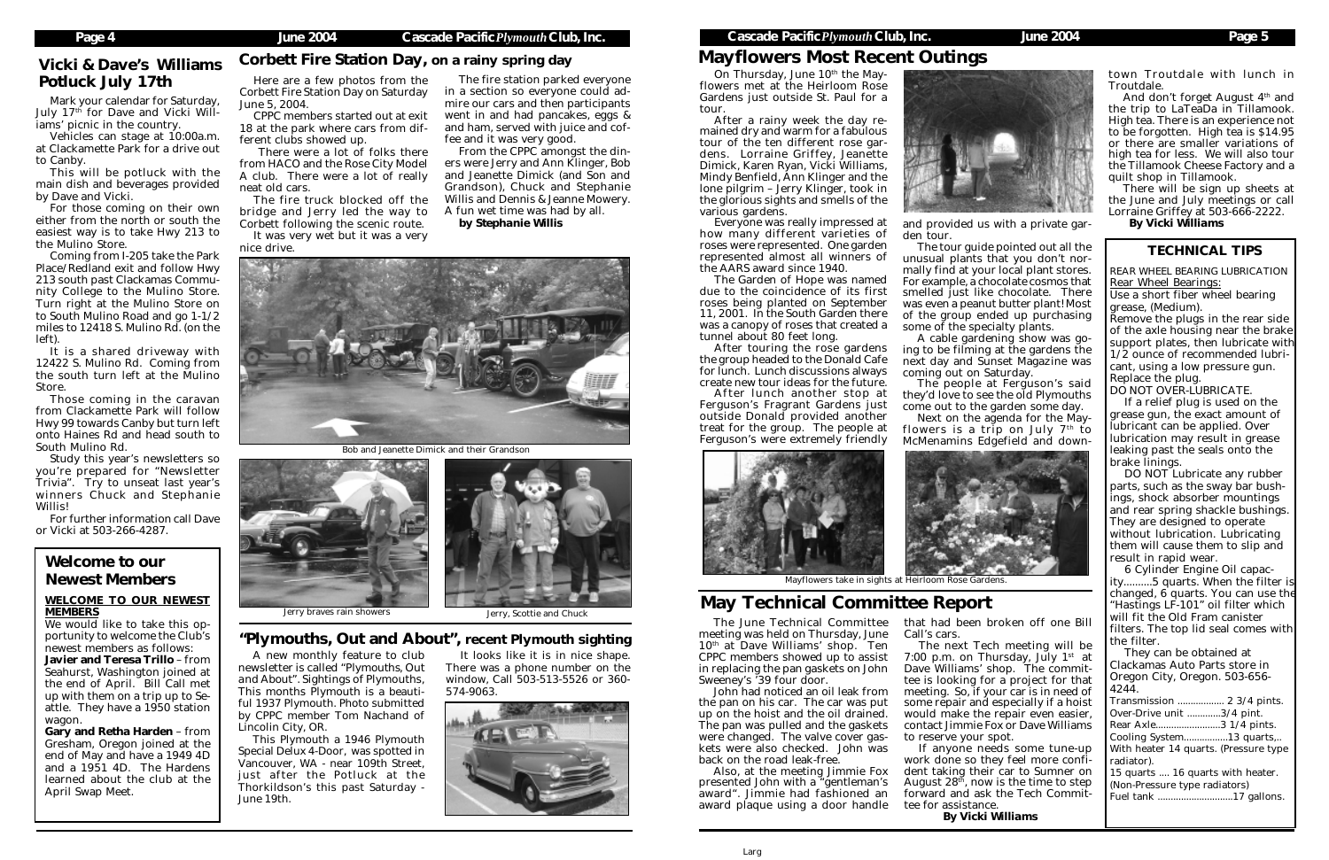## Vicki & Dave's Williams Potluck July 17th

Mark your calendar for Saturday, July 17th for Dave and Vicki Williams' picnic in the country.

Vehicles can stage at 10:00a.m. at Clackamette Park for a drive out to Canby.

This will be potluck with the main dish and beverages provided by Dave and Vicki.

For those coming on their own either from the north or south the easiest way is to take Hwy 213 to the Mulino Store.

Coming from I-205 take the Park Place/Redland exit and follow Hwy 213 south past Clackamas Community College to the Mulino Store. Turn right at the Mulino Store on to South Mulino Road and go 1-1/2 miles to 12418 S. Mulino Rd. (on the left).

It is a shared driveway with 12422 S. Mulino Rd. Coming from the south turn left at the Mulino Store.

Those coming in the caravan from Clackamette Park will follow Hwy 99 towards Canby but turn left onto Haines Rd and head south to South Mulino Rd.

Study this year's newsletters so you're prepared for "Newsletter Trivia". Try to unseat last year's winners Chuck and Stephanie Willis!

For further information call Dave or Vicki at 503-266-4287.

## Welcome to our Newest Members

**WELCOME TO OUR NEWEST MEMBERS**

We would like to take this opportunity to welcome the Club's newest members as follows:

**Javier and Teresa Trillo** – from Seahurst, Washington joined at the end of April. Bill Call met up with them on a trip up to Seattle. They have a 1950 station wagon.

**Gary and Retha Harden** – from Gresham, Oregon joined at the end of May and have a 1949 4D and a 1951 4D. The Hardens learned about the club at the April Swap Meet.

## Corbett Fire Station Day, on a rainy spring day

Here are a few photos from the Corbett Fire Station Day on Saturday June 5, 2004.

CPPC members started out at exit 18 at the park where cars from different clubs showed up.

There were a lot of folks there from HACO and the Rose City Model A club. There were a lot of really neat old cars.

The fire truck blocked off the bridge and Jerry led the way to Corbett following the scenic route.

It was very wet but it was a very nice drive.

The fire station parked everyone in a section so everyone could admire our cars and then participants went in and had pancakes, eggs & and ham, served with juice and coffee and it was very good.

From the CPPC amongst the diners were Jerry and Ann Klinger, Bob and Jeanette Dimick (and Son and Grandson), Chuck and Stephanie Willis and Dennis & Jeanne Mowery. A fun wet time was had by all.

**by Stephanie Willis**

Bob and Jeanette Dimick and their Grandson

Jerry braves rain showers

Jerry, Scottie and Chuck

## "Plymouths, Out and About", recent Plymouth sighting

A new monthly feature to club newsletter is called "Plymouths, Out and About". Sightings of Plymouths, This months Plymouth is a beautiful 1937 Plymouth. Photo submitted by CPPC member Tom Nachand of Lincoln City, OR.

This Plymouth a 1946 Plymouth Special Delux 4-Door, was spotted in Vancouver, WA - near 109th Street, just after the Potluck at the Thorkildson's this past Saturday - June 19th.

It looks like it is in nice shape. There was a phone number on the window, Call 503-513-5526 or 360-574-9063.

## Mayflowers Most Recent Outings

On Thursday, June 10th the Mayflowers met at the Heirloom Rose Gardens just outside St. Paul for a tour.

After a rainy week the day remained dry and warm for a fabulous tour of the ten different rose gardens. Lorraine Griffey, Jeanette Dimick, Karen Ryan, Vicki Williams, Mindy Benfield, Ann Klinger and the lone pilgrim – Jerry Klinger, took in the glorious sights and smells of the various gardens.

Everyone was really impressed at how many different varieties of roses were represented. One garden represented almost all winners of the AARS award since 1940.

The Garden of Hope was named due to the coincidence of its first roses being planted on September 11, 2001. In the South Garden there was a canopy of roses that created a tunnel about 80 feet long.

After touring the rose gardens the group headed to the Donald Cafe for lunch. Lunch discussions always create new tour ideas for the future.

After lunch another stop at Ferguson's Fragrant Gardens just outside Donald provided another treat for the group. The people at Ferguson's were extremely friendly and provided us with a private garden tour.

The tour guide pointed out all the unusual plants that you don't normally find at your local plant stores. For example, a chocolate cosmos that smelled just like chocolate. There was even a peanut butter plant! Most of the group ended up purchasing some of the specialty plants.

A cable gardening show was going to be filming at the gardens the next day and Sunset Magazine was coming out on Saturday.

The people at Ferguson's said they'd love to see the old Plymouths come out to the garden some day.

Next on the agenda for the Mayflowers is a trip on July 7th to McMenamins Edgefield and downtown Troutdale with lunch in Troutdale.

And don't forget August 4th and the trip to LaTeaDa in Tillamook. High tea. There is an experience not to be forgotten. High tea is $14.95 or there are smaller variations of high tea for less. We will also tour the Tillamook Cheese Factory and a quilt shop in Tillamook.

There will be sign up sheets at the June and July meetings or call Lorraine Griffey at 503-666-2222.

**By Vicki Williams**

Mayflowers take in sights at Heirloom Rose Gardens.

## May Technical Committee Report

The June Technical Committee meeting was held on Thursday, June 10th at Dave Williams' shop. Ten CPPC members showed up to assist in replacing the pan gaskets on John Sweeney's '39 four door.

John had noticed an oil leak from the pan on his car. The car was put up on the hoist and the oil drained. The pan was pulled and the gaskets were changed. The valve cover gaskets were also checked. John was back on the road leak-free.

Also, at the meeting Jimmie Fox presented John with a "gentleman's award". Jimmie had fashioned an award plaque using a door handle that had been broken off one Bill Call's cars.

The next Tech meeting will be 7:00 p.m. on Thursday, July 1st at Dave Williams' shop. The committee is looking for a project for that meeting. So, if your car is in need of some repair and especially if a hoist would make the repair even easier, contact Jimmie Fox or Dave Williams to reserve your spot.

If anyone needs some tune-up work done so they feel more confident taking their car to Sumner on August 28th, now is the time to step forward and ask the Tech Committee for assistance.

**By Vicki Williams**

## TECHNICAL TIPS

REAR WHEEL BEARING LUBRICATION

Rear Wheel Bearings:

Use a short fiber wheel bearing grease, (Medium).

Remove the plugs in the rear side of the axle housing near the brake support plates, then lubricate with 1/2 ounce of recommended lubricant, using a low pressure gun. Replace the plug.

DO NOT OVER-LUBRICATE.

If a relief plug is used on the grease gun, the exact amount of lubricant can be applied. Over lubrication may result in grease leaking past the seals onto the brake linings.

DO NOT Lubricate any rubber parts, such as the sway bar bushings, shock absorber mountings and rear spring shackle bushings. They are designed to operate without lubrication. Lubricating them will cause them to slip and result in rapid wear.

6 Cylinder Engine Oil capacity..........5 quarts. When the filter is changed, 6 quarts. You can use the "Hastings LF-101" oil filter which will fit the Old Fram canister filters. The top lid seal comes with the filter.

They can be obtained at Clackamas Auto Parts store in Oregon City, Oregon. 503-656-4244.

Transmission ................. 2 3/4 pints.
Over-Drive unit ............3/4 pint.
Rear Axle........................3 1/4 pints.
Cooling System................13 quarts,..
With heater 14 quarts. (Pressure type radiator).
15 quarts .... 16 quarts with heater.
(Non-Pressure type radiators)
Fuel tank ............................17 gallons.